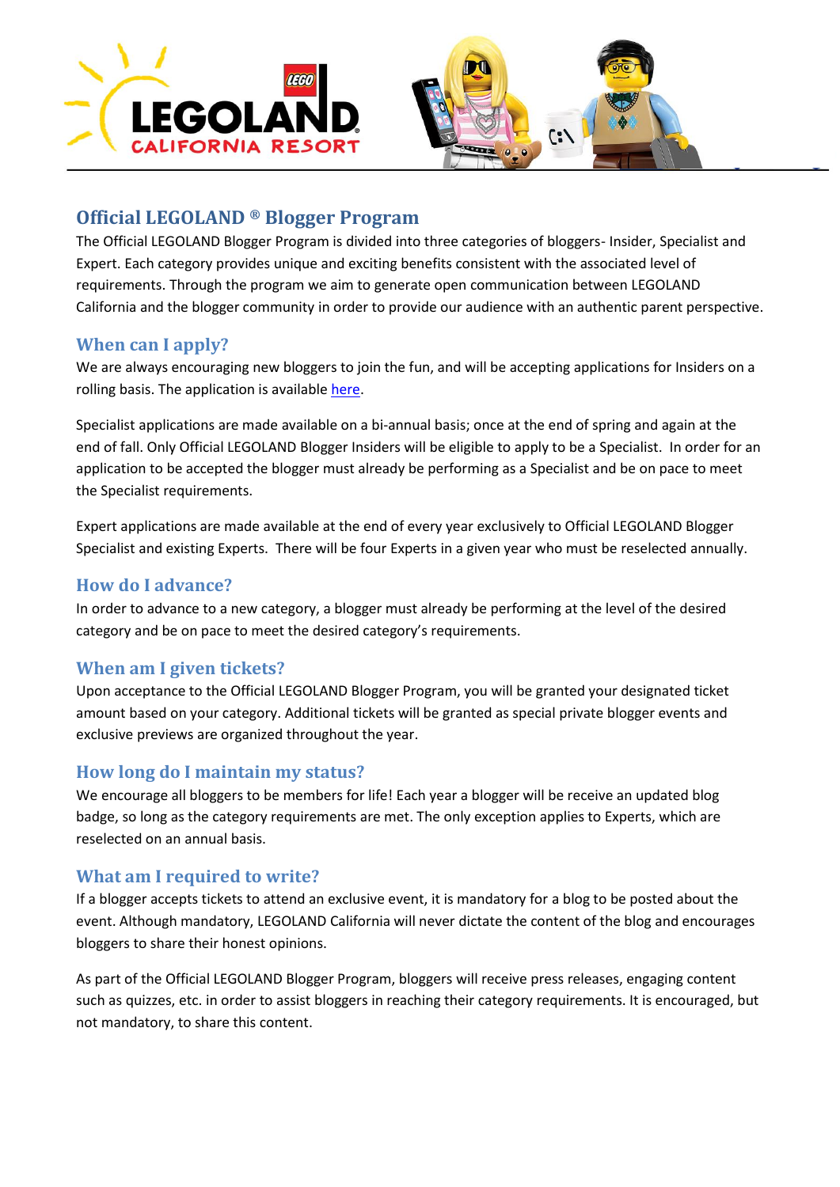## Official LEGOLAND ® Blogger Program

The Official LEGOLAND Blogger Program is divided into three categories of bloggers- Insider, Specialist and Expert. Each category provides unique and exciting benefits consistent with the associated level of requirements. Through the program we aim to generate open communication between LEGOLAND California and the blogger community in order to provide our audience with an authentic parent perspective.

### When can I apply?

We are always encouraging new bloggers to join the fun, and will be accepting applications for Insiders on a rolling basis. The application is available here.

Specialist applications are made available on a bi-annual basis; once at the end of spring and again at the end of fall. Only Official LEGOLAND Blogger Insiders will be eligible to apply to be a Specialist. In order for an application to be accepted the blogger must already be performing as a Specialist and be on pace to meet the Specialist requirements.

Expert applications are made available at the end of every year exclusively to Official LEGOLAND Blogger Specialist and existing Experts. There will be four Experts in a given year who must be reselected annually.

### How do I advance?

In order to advance to a new category, a blogger must already be performing at the level of the desired category and be on pace to meet the desired category's requirements.

### When am I given tickets?

Upon acceptance to the Official LEGOLAND Blogger Program, you will be granted your designated ticket amount based on your category. Additional tickets will be granted as special private blogger events and exclusive previews are organized throughout the year.

### How long do I maintain my status?

We encourage all bloggers to be members for life! Each year a blogger will be receive an updated blog badge, so long as the category requirements are met. The only exception applies to Experts, which are reselected on an annual basis.

### What am I required to write?

If a blogger accepts tickets to attend an exclusive event, it is mandatory for a blog to be posted about the event. Although mandatory, LEGOLAND California will never dictate the content of the blog and encourages bloggers to share their honest opinions.

As part of the Official LEGOLAND Blogger Program, bloggers will receive press releases, engaging content such as quizzes, etc. in order to assist bloggers in reaching their category requirements. It is encouraged, but not mandatory, to share this content.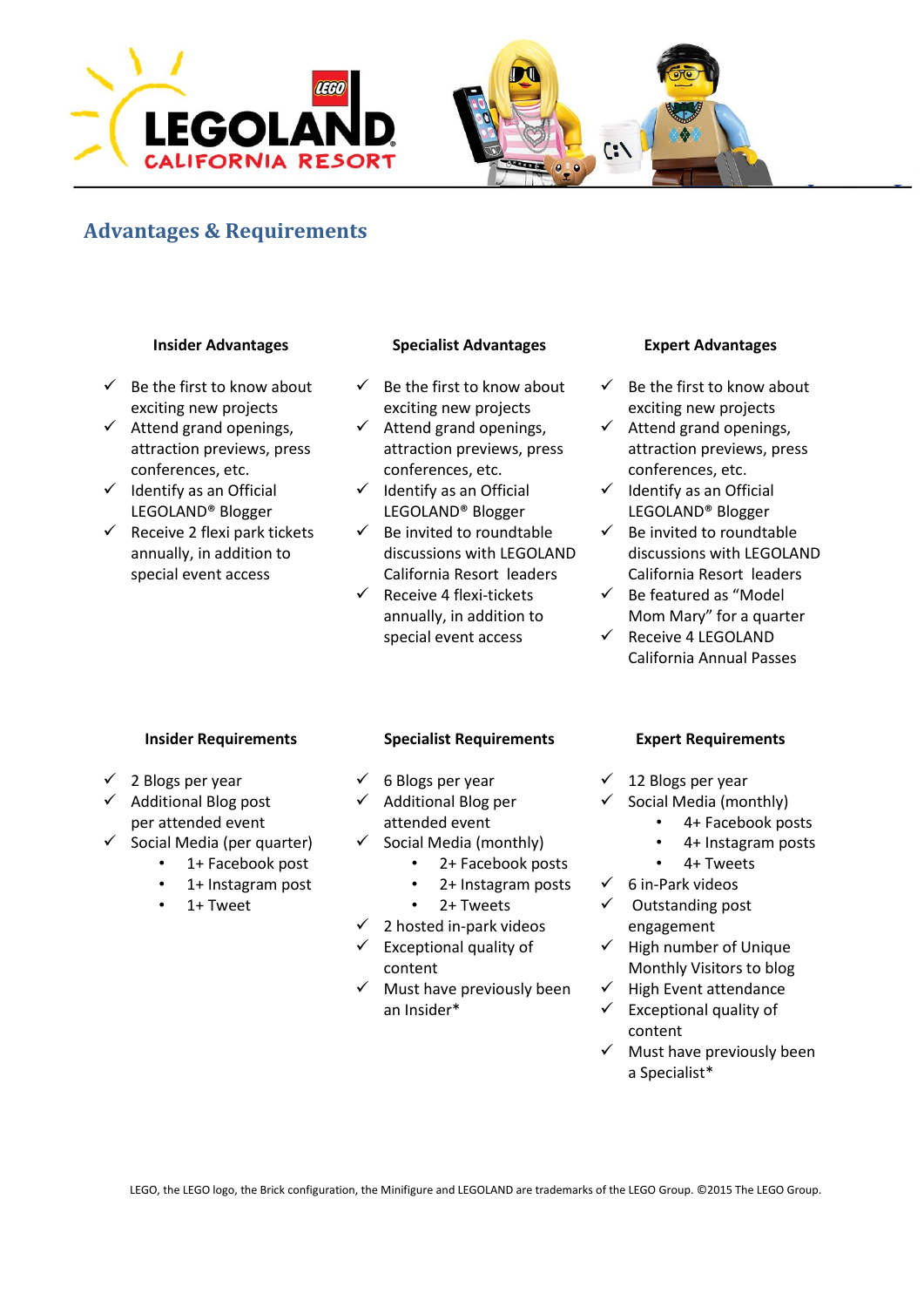## Advantages & Requirements

**Insider Advantages**

- ✓ Be the first to know about exciting new projects
- ✓ Attend grand openings, attraction previews, press conferences, etc.
- ✓ Identify as an Official LEGOLAND® Blogger
- ✓ Receive 2 flexi park tickets annually, in addition to special event access

**Specialist Advantages**

- ✓ Be the first to know about exciting new projects
- ✓ Attend grand openings, attraction previews, press conferences, etc.
- ✓ Identify as an Official LEGOLAND® Blogger
- ✓ Be invited to roundtable discussions with LEGOLAND California Resort leaders
- ✓ Receive 4 flexi-tickets annually, in addition to special event access

**Expert Advantages**

- ✓ Be the first to know about exciting new projects
- ✓ Attend grand openings, attraction previews, press conferences, etc.
- ✓ Identify as an Official LEGOLAND® Blogger
- ✓ Be invited to roundtable discussions with LEGOLAND California Resort leaders
- ✓ Be featured as "Model Mom Mary" for a quarter
- ✓ Receive 4 LEGOLAND California Annual Passes

**Insider Requirements**

- ✓ 2 Blogs per year
- ✓ Additional Blog post per attended event
- ✓ Social Media (per quarter)
  - 1+ Facebook post
  - 1+ Instagram post
  - 1+ Tweet

**Specialist Requirements**

- ✓ 6 Blogs per year
- ✓ Additional Blog per attended event
- ✓ Social Media (monthly)
  - 2+ Facebook posts
  - 2+ Instagram posts
  - 2+ Tweets
- ✓ 2 hosted in-park videos
- ✓ Exceptional quality of content
- ✓ Must have previously been an Insider*

**Expert Requirements**

- ✓ 12 Blogs per year
- ✓ Social Media (monthly)
  - 4+ Facebook posts
  - 4+ Instagram posts
  - 4+ Tweets
- ✓ 6 in-Park videos
- ✓ Outstanding post engagement
- ✓ High number of Unique Monthly Visitors to blog
- ✓ High Event attendance
- ✓ Exceptional quality of content
- ✓ Must have previously been a Specialist*

LEGO, the LEGO logo, the Brick configuration, the Minifigure and LEGOLAND are trademarks of the LEGO Group. ©2015 The LEGO Group.